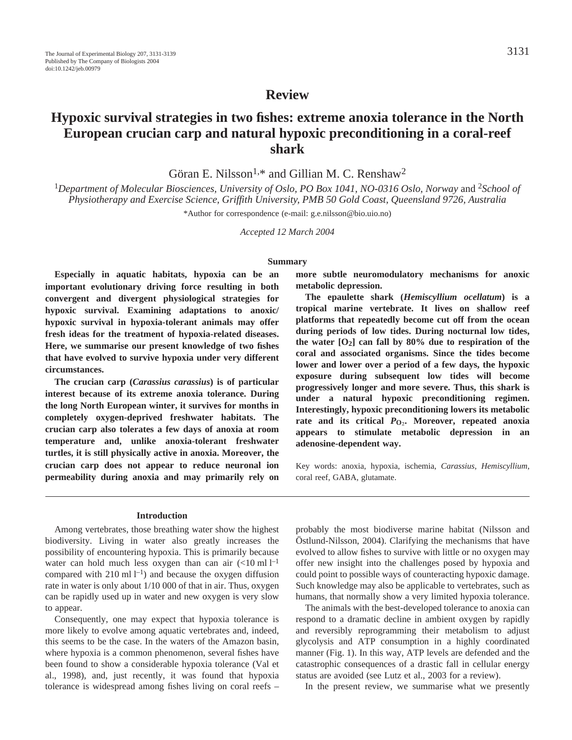# Review

# Hypoxic survival strategies in two fishes: extreme anoxia tolerance in the North European crucian carp and natural hypoxic preconditioning in a coral-reef shark

Göran E. Nilsson[1,*] and Gillian M. C. Renshaw[2]

[1]*Department of Molecular Biosciences, University of Oslo, PO Box 1041, NO-0316 Oslo, Norway* and [2]*School of Physiotherapy and Exercise Science, Griffith University, PMB 50 Gold Coast, Queensland 9726, Australia*

*Author for correspondence (e-mail: g.e.nilsson@bio.uio.no)

*Accepted 12 March 2004*

## Summary

**Especially in aquatic habitats, hypoxia can be an important evolutionary driving force resulting in both convergent and divergent physiological strategies for hypoxic survival. Examining adaptations to anoxic/hypoxic survival in hypoxia-tolerant animals may offer fresh ideas for the treatment of hypoxia-related diseases. Here, we summarise our present knowledge of two fishes that have evolved to survive hypoxia under very different circumstances.**

**The crucian carp (*Carassius carassius*) is of particular interest because of its extreme anoxia tolerance. During the long North European winter, it survives for months in completely oxygen-deprived freshwater habitats. The crucian carp also tolerates a few days of anoxia at room temperature and, unlike anoxia-tolerant freshwater turtles, it is still physically active in anoxia. Moreover, the crucian carp does not appear to reduce neuronal ion permeability during anoxia and may primarily rely on more subtle neuromodulatory mechanisms for anoxic metabolic depression.**

**The epaulette shark (*Hemiscyllium ocellatum*) is a tropical marine vertebrate. It lives on shallow reef platforms that repeatedly become cut off from the ocean during periods of low tides. During nocturnal low tides, the water [$O_2$] can fall by 80% due to respiration of the coral and associated organisms. Since the tides become lower and lower over a period of a few days, the hypoxic exposure during subsequent low tides will become progressively longer and more severe. Thus, this shark is under a natural hypoxic preconditioning regimen. Interestingly, hypoxic preconditioning lowers its metabolic rate and its critical $P_{O_2}$. Moreover, repeated anoxia appears to stimulate metabolic depression in an adenosine-dependent way.**

Key words: anoxia, hypoxia, ischemia, *Carassius*, *Hemiscyllium*, coral reef, GABA, glutamate.

## Introduction

Among vertebrates, those breathing water show the highest biodiversity. Living in water also greatly increases the possibility of encountering hypoxia. This is primarily because water can hold much less oxygen than can air (<10 ml $l^{-1}$ compared with 210 ml $l^{-1}$) and because the oxygen diffusion rate in water is only about 1/10 000 of that in air. Thus, oxygen can be rapidly used up in water and new oxygen is very slow to appear.

Consequently, one may expect that hypoxia tolerance is more likely to evolve among aquatic vertebrates and, indeed, this seems to be the case. In the waters of the Amazon basin, where hypoxia is a common phenomenon, several fishes have been found to show a considerable hypoxia tolerance (Val et al., 1998), and, just recently, it was found that hypoxia tolerance is widespread among fishes living on coral reefs – probably the most biodiverse marine habitat (Nilsson and Östlund-Nilsson, 2004). Clarifying the mechanisms that have evolved to allow fishes to survive with little or no oxygen may offer new insight into the challenges posed by hypoxia and could point to possible ways of counteracting hypoxic damage. Such knowledge may also be applicable to vertebrates, such as humans, that normally show a very limited hypoxia tolerance.

The animals with the best-developed tolerance to anoxia can respond to a dramatic decline in ambient oxygen by rapidly and reversibly reprogramming their metabolism to adjust glycolysis and ATP consumption in a highly coordinated manner (Fig. 1). In this way, ATP levels are defended and the catastrophic consequences of a drastic fall in cellular energy status are avoided (see Lutz et al., 2003 for a review).

In the present review, we summarise what we presently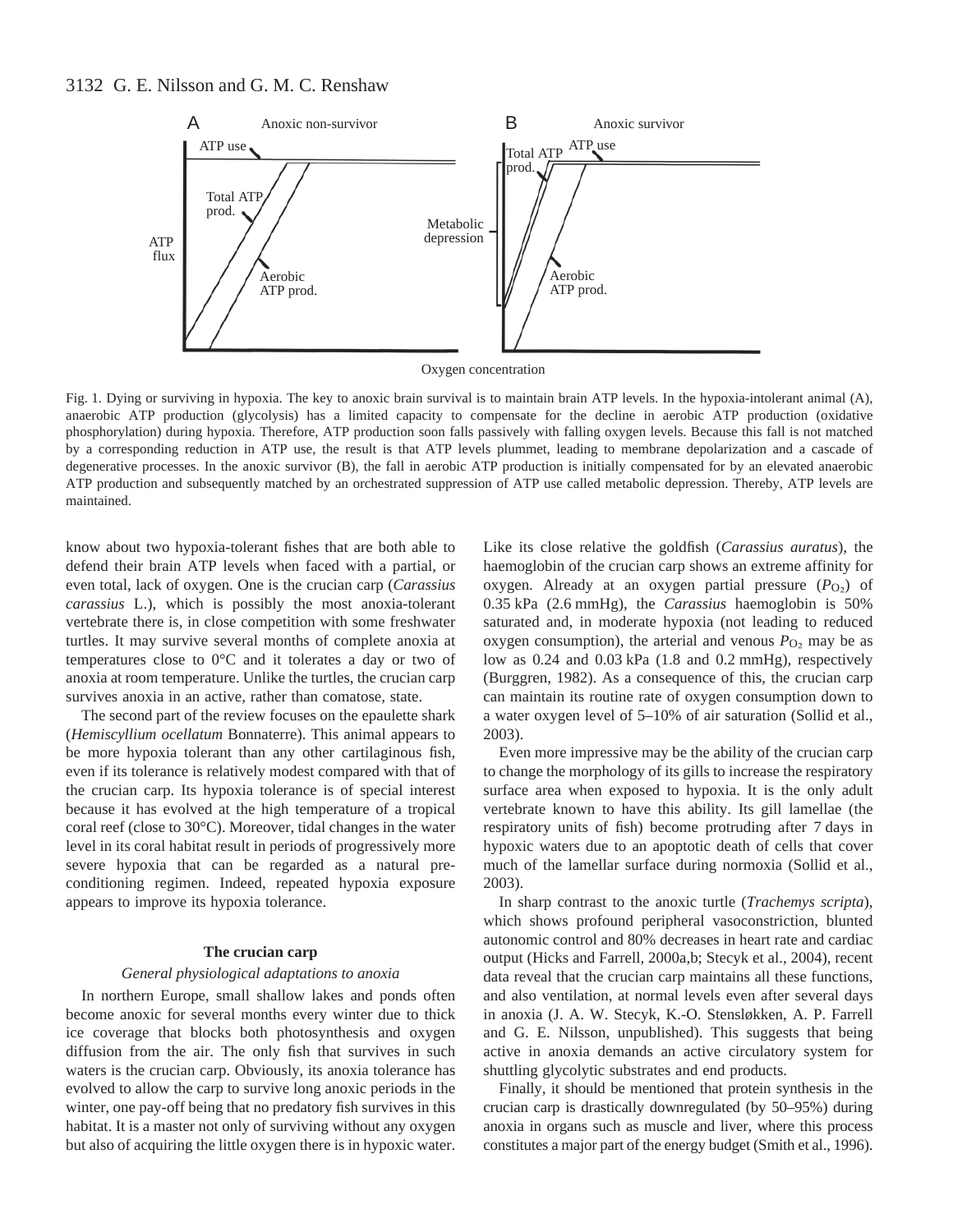A Anoxic non-survivor

ATP use

Total ATP prod.

ATP flux

Aerobic ATP prod.

B Anoxic survivor

Total ATP prod.

ATP use

Metabolic depression

Aerobic ATP prod.

Oxygen concentration

Fig. 1. Dying or surviving in hypoxia. The key to anoxic brain survival is to maintain brain ATP levels. In the hypoxia-intolerant animal (A), anaerobic ATP production (glycolysis) has a limited capacity to compensate for the decline in aerobic ATP production (oxidative phosphorylation) during hypoxia. Therefore, ATP production soon falls passively with falling oxygen levels. Because this fall is not matched by a corresponding reduction in ATP use, the result is that ATP levels plummet, leading to membrane depolarization and a cascade of degenerative processes. In the anoxic survivor (B), the fall in aerobic ATP production is initially compensated for by an elevated anaerobic ATP production and subsequently matched by an orchestrated suppression of ATP use called metabolic depression. Thereby, ATP levels are maintained.

know about two hypoxia-tolerant fishes that are both able to defend their brain ATP levels when faced with a partial, or even total, lack of oxygen. One is the crucian carp (*Carassius carassius* L.), which is possibly the most anoxia-tolerant vertebrate there is, in close competition with some freshwater turtles. It may survive several months of complete anoxia at temperatures close to 0°C and it tolerates a day or two of anoxia at room temperature. Unlike the turtles, the crucian carp survives anoxia in an active, rather than comatose, state.

The second part of the review focuses on the epaulette shark (*Hemiscyllium ocellatum* Bonnaterre). This animal appears to be more hypoxia tolerant than any other cartilaginous fish, even if its tolerance is relatively modest compared with that of the crucian carp. Its hypoxia tolerance is of special interest because it has evolved at the high temperature of a tropical coral reef (close to 30°C). Moreover, tidal changes in the water level in its coral habitat result in periods of progressively more severe hypoxia that can be regarded as a natural pre-conditioning regimen. Indeed, repeated hypoxia exposure appears to improve its hypoxia tolerance.

## The crucian carp

### *General physiological adaptations to anoxia*

In northern Europe, small shallow lakes and ponds often become anoxic for several months every winter due to thick ice coverage that blocks both photosynthesis and oxygen diffusion from the air. The only fish that survives in such waters is the crucian carp. Obviously, its anoxia tolerance has evolved to allow the carp to survive long anoxic periods in the winter, one pay-off being that no predatory fish survives in this habitat. It is a master not only of surviving without any oxygen but also of acquiring the little oxygen there is in hypoxic water. Like its close relative the goldfish (*Carassius auratus*), the haemoglobin of the crucian carp shows an extreme affinity for oxygen. Already at an oxygen partial pressure ($P_{O_2}$) of 0.35 kPa (2.6 mmHg), the *Carassius* haemoglobin is 50% saturated and, in moderate hypoxia (not leading to reduced oxygen consumption), the arterial and venous $P_{O_2}$ may be as low as 0.24 and 0.03 kPa (1.8 and 0.2 mmHg), respectively (Burggren, 1982). As a consequence of this, the crucian carp can maintain its routine rate of oxygen consumption down to a water oxygen level of 5–10% of air saturation (Sollid et al., 2003).

Even more impressive may be the ability of the crucian carp to change the morphology of its gills to increase the respiratory surface area when exposed to hypoxia. It is the only adult vertebrate known to have this ability. Its gill lamellae (the respiratory units of fish) become protruding after 7 days in hypoxic waters due to an apoptotic death of cells that cover much of the lamellar surface during normoxia (Sollid et al., 2003).

In sharp contrast to the anoxic turtle (*Trachemys scripta*), which shows profound peripheral vasoconstriction, blunted autonomic control and 80% decreases in heart rate and cardiac output (Hicks and Farrell, 2000a,b; Stecyk et al., 2004), recent data reveal that the crucian carp maintains all these functions, and also ventilation, at normal levels even after several days in anoxia (J. A. W. Stecyk, K.-O. Stensløkken, A. P. Farrell and G. E. Nilsson, unpublished). This suggests that being active in anoxia demands an active circulatory system for shuttling glycolytic substrates and end products.

Finally, it should be mentioned that protein synthesis in the crucian carp is drastically downregulated (by 50–95%) during anoxia in organs such as muscle and liver, where this process constitutes a major part of the energy budget (Smith et al., 1996).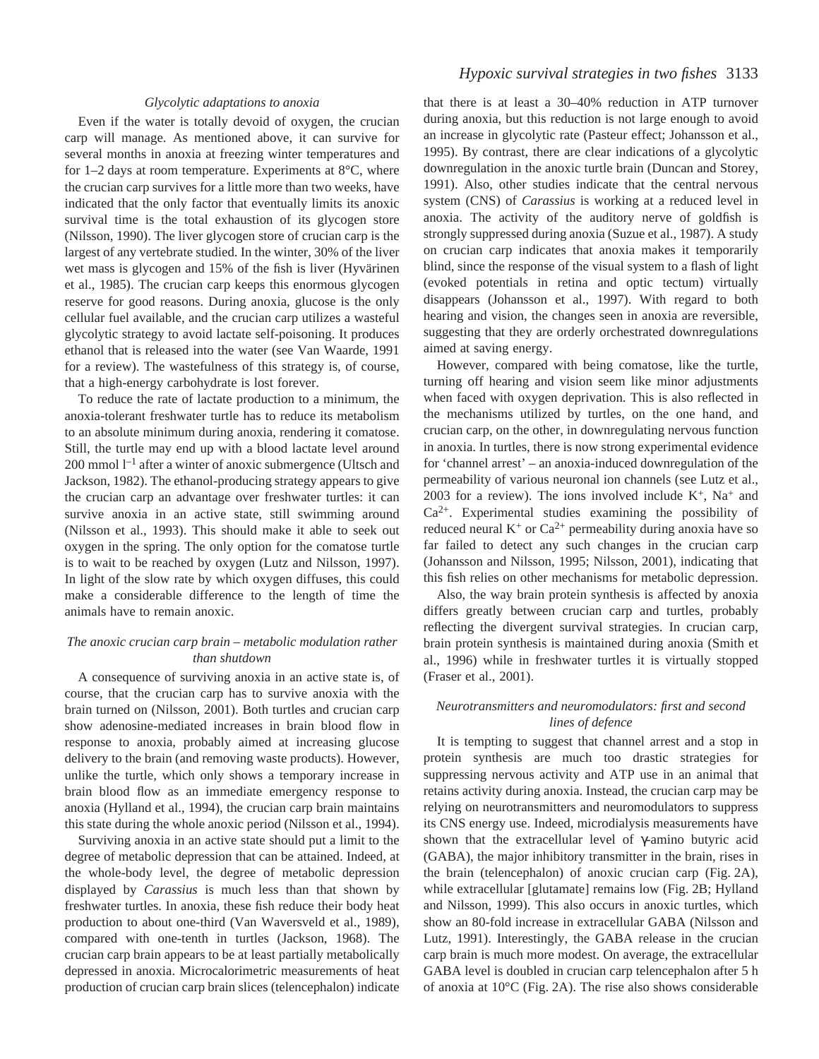### *Glycolytic adaptations to anoxia*

Even if the water is totally devoid of oxygen, the crucian carp will manage. As mentioned above, it can survive for several months in anoxia at freezing winter temperatures and for 1–2 days at room temperature. Experiments at 8°C, where the crucian carp survives for a little more than two weeks, have indicated that the only factor that eventually limits its anoxic survival time is the total exhaustion of its glycogen store (Nilsson, 1990). The liver glycogen store of crucian carp is the largest of any vertebrate studied. In the winter, 30% of the liver wet mass is glycogen and 15% of the fish is liver (Hyvärinen et al., 1985). The crucian carp keeps this enormous glycogen reserve for good reasons. During anoxia, glucose is the only cellular fuel available, and the crucian carp utilizes a wasteful glycolytic strategy to avoid lactate self-poisoning. It produces ethanol that is released into the water (see Van Waarde, 1991 for a review). The wastefulness of this strategy is, of course, that a high-energy carbohydrate is lost forever.

To reduce the rate of lactate production to a minimum, the anoxia-tolerant freshwater turtle has to reduce its metabolism to an absolute minimum during anoxia, rendering it comatose. Still, the turtle may end up with a blood lactate level around 200 mmol $l^{-1}$ after a winter of anoxic submergence (Ultsch and Jackson, 1982). The ethanol-producing strategy appears to give the crucian carp an advantage over freshwater turtles: it can survive anoxia in an active state, still swimming around (Nilsson et al., 1993). This should make it able to seek out oxygen in the spring. The only option for the comatose turtle is to wait to be reached by oxygen (Lutz and Nilsson, 1997). In light of the slow rate by which oxygen diffuses, this could make a considerable difference to the length of time the animals have to remain anoxic.

### *The anoxic crucian carp brain – metabolic modulation rather than shutdown*

A consequence of surviving anoxia in an active state is, of course, that the crucian carp has to survive anoxia with the brain turned on (Nilsson, 2001). Both turtles and crucian carp show adenosine-mediated increases in brain blood flow in response to anoxia, probably aimed at increasing glucose delivery to the brain (and removing waste products). However, unlike the turtle, which only shows a temporary increase in brain blood flow as an immediate emergency response to anoxia (Hylland et al., 1994), the crucian carp brain maintains this state during the whole anoxic period (Nilsson et al., 1994).

Surviving anoxia in an active state should put a limit to the degree of metabolic depression that can be attained. Indeed, at the whole-body level, the degree of metabolic depression displayed by *Carassius* is much less than that shown by freshwater turtles. In anoxia, these fish reduce their body heat production to about one-third (Van Waversveld et al., 1989), compared with one-tenth in turtles (Jackson, 1968). The crucian carp brain appears to be at least partially metabolically depressed in anoxia. Microcalorimetric measurements of heat production of crucian carp brain slices (telencephalon) indicate that there is at least a 30–40% reduction in ATP turnover during anoxia, but this reduction is not large enough to avoid an increase in glycolytic rate (Pasteur effect; Johansson et al., 1995). By contrast, there are clear indications of a glycolytic downregulation in the anoxic turtle brain (Duncan and Storey, 1991). Also, other studies indicate that the central nervous system (CNS) of *Carassius* is working at a reduced level in anoxia. The activity of the auditory nerve of goldfish is strongly suppressed during anoxia (Suzue et al., 1987). A study on crucian carp indicates that anoxia makes it temporarily blind, since the response of the visual system to a flash of light (evoked potentials in retina and optic tectum) virtually disappears (Johansson et al., 1997). With regard to both hearing and vision, the changes seen in anoxia are reversible, suggesting that they are orderly orchestrated downregulations aimed at saving energy.

However, compared with being comatose, like the turtle, turning off hearing and vision seem like minor adjustments when faced with oxygen deprivation. This is also reflected in the mechanisms utilized by turtles, on the one hand, and crucian carp, on the other, in downregulating nervous function in anoxia. In turtles, there is now strong experimental evidence for 'channel arrest' – an anoxia-induced downregulation of the permeability of various neuronal ion channels (see Lutz et al., 2003 for a review). The ions involved include $K^+$, $Na^+$ and $Ca^{2+}$. Experimental studies examining the possibility of reduced neural $K^+$ or $Ca^{2+}$ permeability during anoxia have so far failed to detect any such changes in the crucian carp (Johansson and Nilsson, 1995; Nilsson, 2001), indicating that this fish relies on other mechanisms for metabolic depression.

Also, the way brain protein synthesis is affected by anoxia differs greatly between crucian carp and turtles, probably reflecting the divergent survival strategies. In crucian carp, brain protein synthesis is maintained during anoxia (Smith et al., 1996) while in freshwater turtles it is virtually stopped (Fraser et al., 2001).

### *Neurotransmitters and neuromodulators: first and second lines of defence*

It is tempting to suggest that channel arrest and a stop in protein synthesis are much too drastic strategies for suppressing nervous activity and ATP use in an animal that retains activity during anoxia. Instead, the crucian carp may be relying on neurotransmitters and neuromodulators to suppress its CNS energy use. Indeed, microdialysis measurements have shown that the extracellular level of γ-amino butyric acid (GABA), the major inhibitory transmitter in the brain, rises in the brain (telencephalon) of anoxic crucian carp (Fig. 2A), while extracellular [glutamate] remains low (Fig. 2B; Hylland and Nilsson, 1999). This also occurs in anoxic turtles, which show an 80-fold increase in extracellular GABA (Nilsson and Lutz, 1991). Interestingly, the GABA release in the crucian carp brain is much more modest. On average, the extracellular GABA level is doubled in crucian carp telencephalon after 5 h of anoxia at 10°C (Fig. 2A). The rise also shows considerable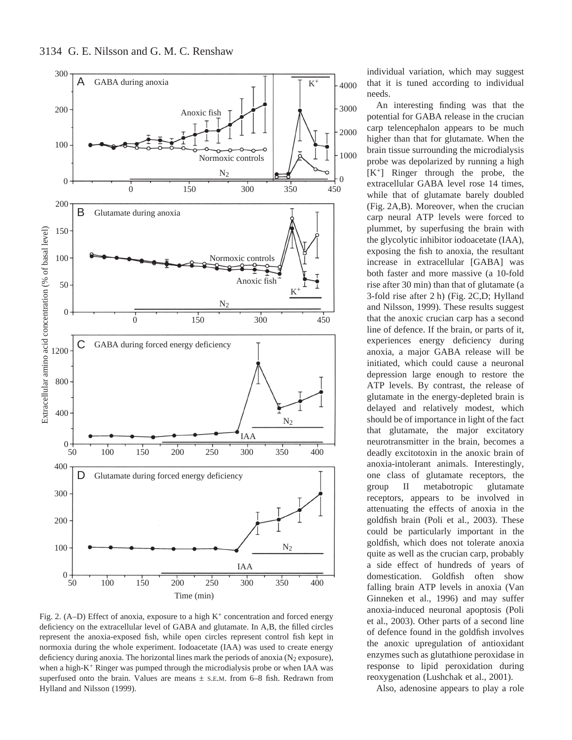Fig. 2. (A–D) Effect of anoxia, exposure to a high $K^+$ concentration and forced energy deficiency on the extracellular level of GABA and glutamate. In A,B, the filled circles represent the anoxia-exposed fish, while open circles represent control fish kept in normoxia during the whole experiment. Iodoacetate (IAA) was used to create energy deficiency during anoxia. The horizontal lines mark the periods of anoxia ($N_2$ exposure), when a high-$K^+$ Ringer was pumped through the microdialysis probe or when IAA was superfused onto the brain. Values are means ± S.E.M. from 6–8 fish. Redrawn from Hylland and Nilsson (1999).

individual variation, which may suggest that it is tuned according to individual needs.

An interesting finding was that the potential for GABA release in the crucian carp telencephalon appears to be much higher than that for glutamate. When the brain tissue surrounding the microdialysis probe was depolarized by running a high $[K^+]$ Ringer through the probe, the extracellular GABA level rose 14 times, while that of glutamate barely doubled (Fig. 2A,B). Moreover, when the crucian carp neural ATP levels were forced to plummet, by superfusing the brain with the glycolytic inhibitor iodoacetate (IAA), exposing the fish to anoxia, the resultant increase in extracellular [GABA] was both faster and more massive (a 10-fold rise after 30 min) than that of glutamate (a 3-fold rise after 2 h) (Fig. 2C,D; Hylland and Nilsson, 1999). These results suggest that the anoxic crucian carp has a second line of defence. If the brain, or parts of it, experiences energy deficiency during anoxia, a major GABA release will be initiated, which could cause a neuronal depression large enough to restore the ATP levels. By contrast, the release of glutamate in the energy-depleted brain is delayed and relatively modest, which should be of importance in light of the fact that glutamate, the major excitatory neurotransmitter in the brain, becomes a deadly excitotoxin in the anoxic brain of anoxia-intolerant animals. Interestingly, one class of glutamate receptors, the group II metabotropic glutamate receptors, appears to be involved in attenuating the effects of anoxia in the goldfish brain (Poli et al., 2003). These could be particularly important in the goldfish, which does not tolerate anoxia quite as well as the crucian carp, probably a side effect of hundreds of years of domestication. Goldfish often show falling brain ATP levels in anoxia (Van Ginneken et al., 1996) and may suffer anoxia-induced neuronal apoptosis (Poli et al., 2003). Other parts of a second line of defence found in the goldfish involves the anoxic upregulation of antioxidant enzymes such as glutathione peroxidase in response to lipid peroxidation during reoxygenation (Lushchak et al., 2001).

Also, adenosine appears to play a role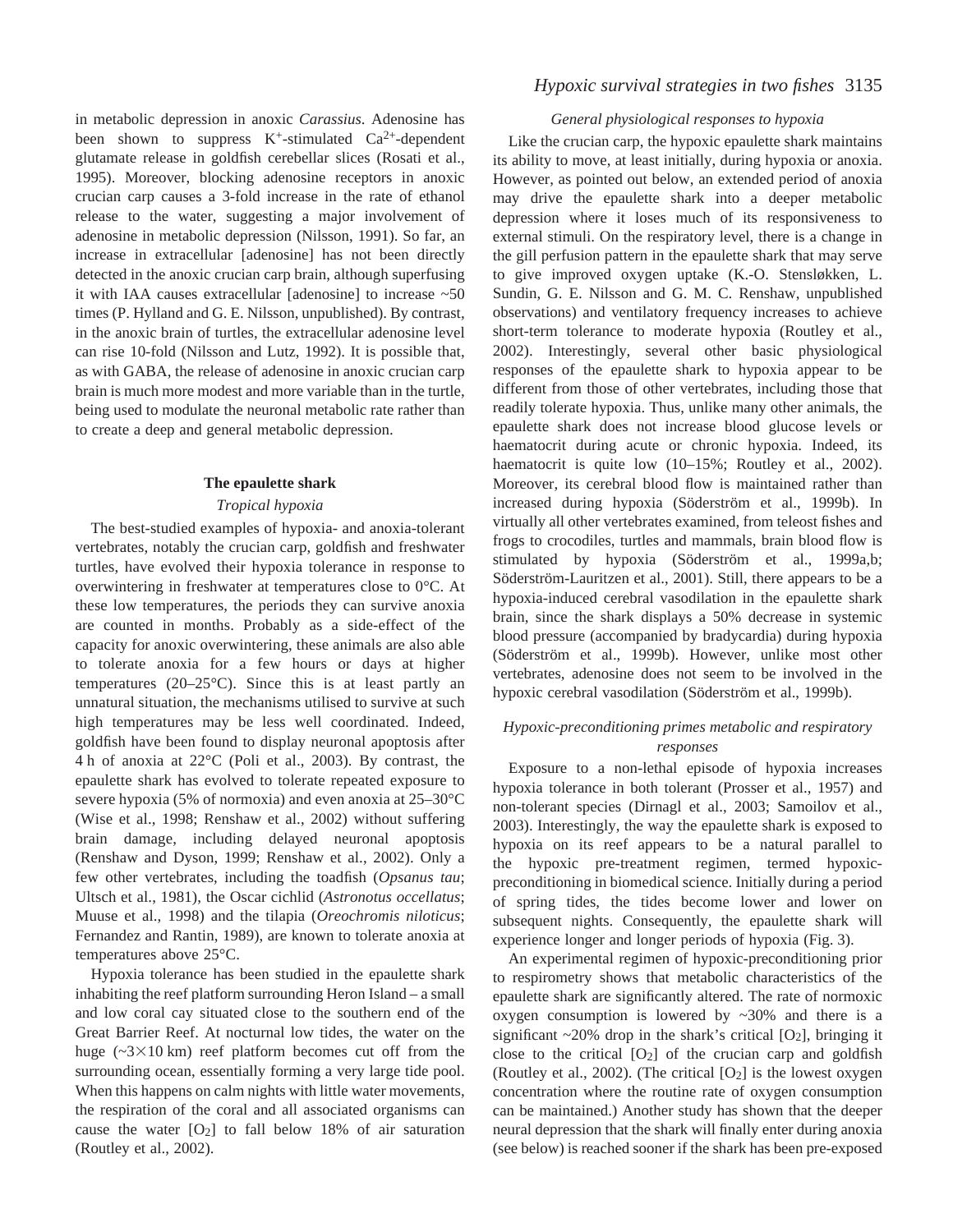in metabolic depression in anoxic *Carassius*. Adenosine has been shown to suppress $K^+$-stimulated $Ca^{2+}$-dependent glutamate release in goldfish cerebellar slices (Rosati et al., 1995). Moreover, blocking adenosine receptors in anoxic crucian carp causes a 3-fold increase in the rate of ethanol release to the water, suggesting a major involvement of adenosine in metabolic depression (Nilsson, 1991). So far, an increase in extracellular [adenosine] has not been directly detected in the anoxic crucian carp brain, although superfusing it with IAA causes extracellular [adenosine] to increase ~50 times (P. Hylland and G. E. Nilsson, unpublished). By contrast, in the anoxic brain of turtles, the extracellular adenosine level can rise 10-fold (Nilsson and Lutz, 1992). It is possible that, as with GABA, the release of adenosine in anoxic crucian carp brain is much more modest and more variable than in the turtle, being used to modulate the neuronal metabolic rate rather than to create a deep and general metabolic depression.

## The epaulette shark

### *Tropical hypoxia*

The best-studied examples of hypoxia- and anoxia-tolerant vertebrates, notably the crucian carp, goldfish and freshwater turtles, have evolved their hypoxia tolerance in response to overwintering in freshwater at temperatures close to 0°C. At these low temperatures, the periods they can survive anoxia are counted in months. Probably as a side-effect of the capacity for anoxic overwintering, these animals are also able to tolerate anoxia for a few hours or days at higher temperatures (20–25°C). Since this is at least partly an unnatural situation, the mechanisms utilised to survive at such high temperatures may be less well coordinated. Indeed, goldfish have been found to display neuronal apoptosis after 4 h of anoxia at 22°C (Poli et al., 2003). By contrast, the epaulette shark has evolved to tolerate repeated exposure to severe hypoxia (5% of normoxia) and even anoxia at 25–30°C (Wise et al., 1998; Renshaw et al., 2002) without suffering brain damage, including delayed neuronal apoptosis (Renshaw and Dyson, 1999; Renshaw et al., 2002). Only a few other vertebrates, including the toadfish (*Opsanus tau*; Ultsch et al., 1981), the Oscar cichlid (*Astronotus occellatus*; Muuse et al., 1998) and the tilapia (*Oreochromis niloticus*; Fernandez and Rantin, 1989), are known to tolerate anoxia at temperatures above 25°C.

Hypoxia tolerance has been studied in the epaulette shark inhabiting the reef platform surrounding Heron Island – a small and low coral cay situated close to the southern end of the Great Barrier Reef. At nocturnal low tides, the water on the huge (~3×10 km) reef platform becomes cut off from the surrounding ocean, essentially forming a very large tide pool. When this happens on calm nights with little water movements, the respiration of the coral and all associated organisms can cause the water [$O_2$] to fall below 18% of air saturation (Routley et al., 2002).

### *General physiological responses to hypoxia*

Like the crucian carp, the hypoxic epaulette shark maintains its ability to move, at least initially, during hypoxia or anoxia. However, as pointed out below, an extended period of anoxia may drive the epaulette shark into a deeper metabolic depression where it loses much of its responsiveness to external stimuli. On the respiratory level, there is a change in the gill perfusion pattern in the epaulette shark that may serve to give improved oxygen uptake (K.-O. Stensløkken, L. Sundin, G. E. Nilsson and G. M. C. Renshaw, unpublished observations) and ventilatory frequency increases to achieve short-term tolerance to moderate hypoxia (Routley et al., 2002). Interestingly, several other basic physiological responses of the epaulette shark to hypoxia appear to be different from those of other vertebrates, including those that readily tolerate hypoxia. Thus, unlike many other animals, the epaulette shark does not increase blood glucose levels or haematocrit during acute or chronic hypoxia. Indeed, its haematocrit is quite low (10–15%; Routley et al., 2002). Moreover, its cerebral blood flow is maintained rather than increased during hypoxia (Söderström et al., 1999b). In virtually all other vertebrates examined, from teleost fishes and frogs to crocodiles, turtles and mammals, brain blood flow is stimulated by hypoxia (Söderström et al., 1999a,b; Söderström-Lauritzen et al., 2001). Still, there appears to be a hypoxia-induced cerebral vasodilation in the epaulette shark brain, since the shark displays a 50% decrease in systemic blood pressure (accompanied by bradycardia) during hypoxia (Söderström et al., 1999b). However, unlike most other vertebrates, adenosine does not seem to be involved in the hypoxic cerebral vasodilation (Söderström et al., 1999b).

### *Hypoxic-preconditioning primes metabolic and respiratory responses*

Exposure to a non-lethal episode of hypoxia increases hypoxia tolerance in both tolerant (Prosser et al., 1957) and non-tolerant species (Dirnagl et al., 2003; Samoilov et al., 2003). Interestingly, the way the epaulette shark is exposed to hypoxia on its reef appears to be a natural parallel to the hypoxic pre-treatment regimen, termed hypoxic-preconditioning in biomedical science. Initially during a period of spring tides, the tides become lower and lower on subsequent nights. Consequently, the epaulette shark will experience longer and longer periods of hypoxia (Fig. 3).

An experimental regimen of hypoxic-preconditioning prior to respirometry shows that metabolic characteristics of the epaulette shark are significantly altered. The rate of normoxic oxygen consumption is lowered by ~30% and there is a significant ~20% drop in the shark's critical [$O_2$], bringing it close to the critical [$O_2$] of the crucian carp and goldfish (Routley et al., 2002). (The critical [$O_2$] is the lowest oxygen concentration where the routine rate of oxygen consumption can be maintained.) Another study has shown that the deeper neural depression that the shark will finally enter during anoxia (see below) is reached sooner if the shark has been pre-exposed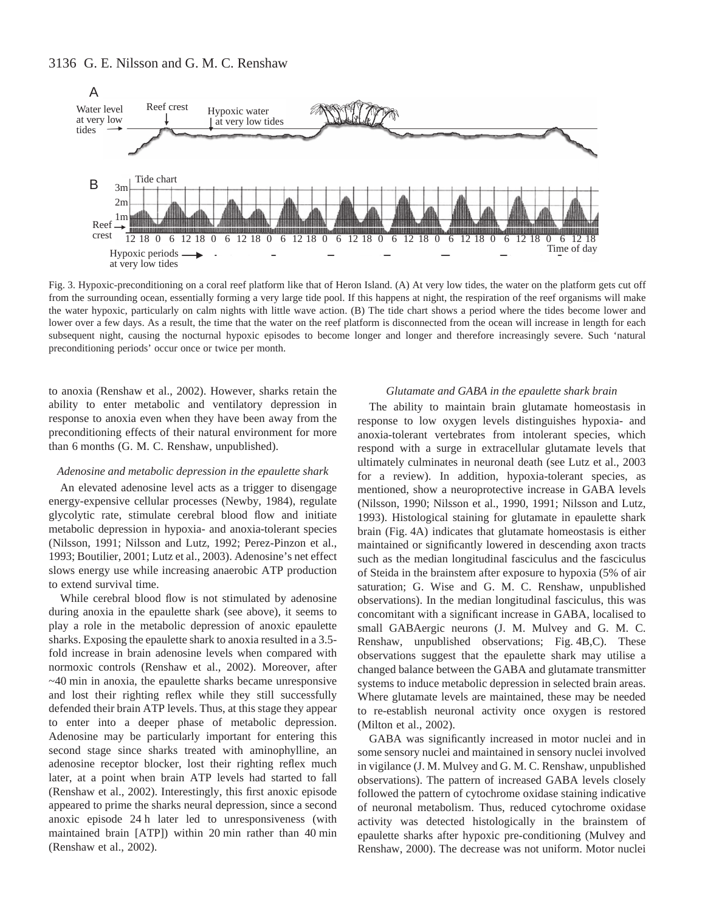Fig. 3. Hypoxic-preconditioning on a coral reef platform like that of Heron Island. (A) At very low tides, the water on the platform gets cut off from the surrounding ocean, essentially forming a very large tide pool. If this happens at night, the respiration of the reef organisms will make the water hypoxic, particularly on calm nights with little wave action. (B) The tide chart shows a period where the tides become lower and lower over a few days. As a result, the time that the water on the reef platform is disconnected from the ocean will increase in length for each subsequent night, causing the nocturnal hypoxic episodes to become longer and longer and therefore increasingly severe. Such 'natural preconditioning periods' occur once or twice per month.

to anoxia (Renshaw et al., 2002). However, sharks retain the ability to enter metabolic and ventilatory depression in response to anoxia even when they have been away from the preconditioning effects of their natural environment for more than 6 months (G. M. C. Renshaw, unpublished).

### *Adenosine and metabolic depression in the epaulette shark*

An elevated adenosine level acts as a trigger to disengage energy-expensive cellular processes (Newby, 1984), regulate glycolytic rate, stimulate cerebral blood flow and initiate metabolic depression in hypoxia- and anoxia-tolerant species (Nilsson, 1991; Nilsson and Lutz, 1992; Perez-Pinzon et al., 1993; Boutilier, 2001; Lutz et al., 2003). Adenosine's net effect slows energy use while increasing anaerobic ATP production to extend survival time.

While cerebral blood flow is not stimulated by adenosine during anoxia in the epaulette shark (see above), it seems to play a role in the metabolic depression of anoxic epaulette sharks. Exposing the epaulette shark to anoxia resulted in a 3.5-fold increase in brain adenosine levels when compared with normoxic controls (Renshaw et al., 2002). Moreover, after ~40 min in anoxia, the epaulette sharks became unresponsive and lost their righting reflex while they still successfully defended their brain ATP levels. Thus, at this stage they appear to enter into a deeper phase of metabolic depression. Adenosine may be particularly important for entering this second stage since sharks treated with aminophylline, an adenosine receptor blocker, lost their righting reflex much later, at a point when brain ATP levels had started to fall (Renshaw et al., 2002). Interestingly, this first anoxic episode appeared to prime the sharks neural depression, since a second anoxic episode 24 h later led to unresponsiveness (with maintained brain [ATP]) within 20 min rather than 40 min (Renshaw et al., 2002).

### *Glutamate and GABA in the epaulette shark brain*

The ability to maintain brain glutamate homeostasis in response to low oxygen levels distinguishes hypoxia- and anoxia-tolerant vertebrates from intolerant species, which respond with a surge in extracellular glutamate levels that ultimately culminates in neuronal death (see Lutz et al., 2003 for a review). In addition, hypoxia-tolerant species, as mentioned, show a neuroprotective increase in GABA levels (Nilsson, 1990; Nilsson et al., 1990, 1991; Nilsson and Lutz, 1993). Histological staining for glutamate in epaulette shark brain (Fig. 4A) indicates that glutamate homeostasis is either maintained or significantly lowered in descending axon tracts such as the median longitudinal fasciculus and the fasciculus of Steida in the brainstem after exposure to hypoxia (5% of air saturation; G. Wise and G. M. C. Renshaw, unpublished observations). In the median longitudinal fasciculus, this was concomitant with a significant increase in GABA, localised to small GABAergic neurons (J. M. Mulvey and G. M. C. Renshaw, unpublished observations; Fig. 4B,C). These observations suggest that the epaulette shark may utilise a changed balance between the GABA and glutamate transmitter systems to induce metabolic depression in selected brain areas. Where glutamate levels are maintained, these may be needed to re-establish neuronal activity once oxygen is restored (Milton et al., 2002).

GABA was significantly increased in motor nuclei and in some sensory nuclei and maintained in sensory nuclei involved in vigilance (J. M. Mulvey and G. M. C. Renshaw, unpublished observations). The pattern of increased GABA levels closely followed the pattern of cytochrome oxidase staining indicative of neuronal metabolism. Thus, reduced cytochrome oxidase activity was detected histologically in the brainstem of epaulette sharks after hypoxic pre-conditioning (Mulvey and Renshaw, 2000). The decrease was not uniform. Motor nuclei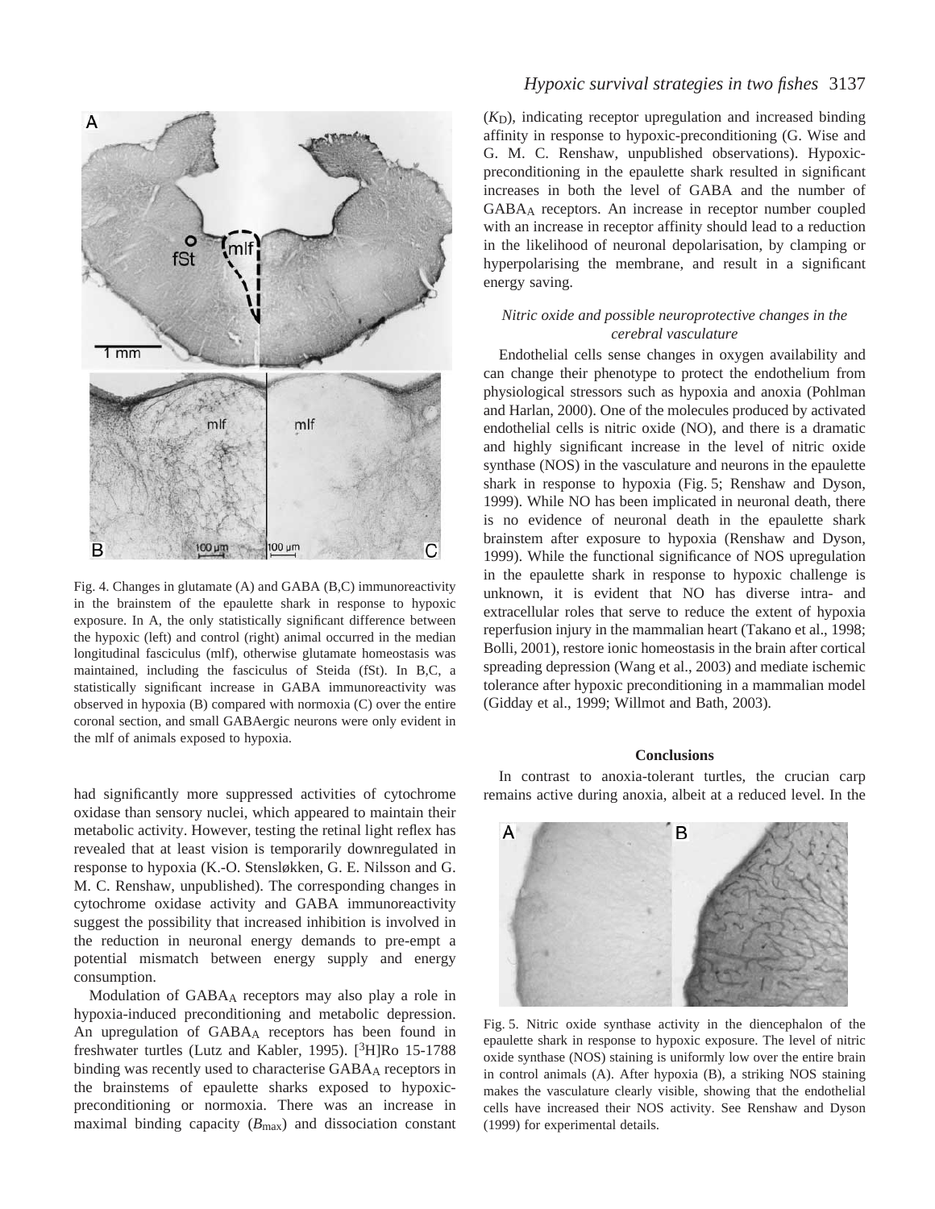Fig. 4. Changes in glutamate (A) and GABA (B,C) immunoreactivity in the brainstem of the epaulette shark in response to hypoxic exposure. In A, the only statistically significant difference between the hypoxic (left) and control (right) animal occurred in the median longitudinal fasciculus (mlf), otherwise glutamate homeostasis was maintained, including the fasciculus of Steida (fSt). In B,C, a statistically significant increase in GABA immunoreactivity was observed in hypoxia (B) compared with normoxia (C) over the entire coronal section, and small GABAergic neurons were only evident in the mlf of animals exposed to hypoxia.

had significantly more suppressed activities of cytochrome oxidase than sensory nuclei, which appeared to maintain their metabolic activity. However, testing the retinal light reflex has revealed that at least vision is temporarily downregulated in response to hypoxia (K.-O. Stensløkken, G. E. Nilsson and G. M. C. Renshaw, unpublished). The corresponding changes in cytochrome oxidase activity and GABA immunoreactivity suggest the possibility that increased inhibition is involved in the reduction in neuronal energy demands to pre-empt a potential mismatch between energy supply and energy consumption.

Modulation of $GABA_A$ receptors may also play a role in hypoxia-induced preconditioning and metabolic depression. An upregulation of $GABA_A$ receptors has been found in freshwater turtles (Lutz and Kabler, 1995). [$^3$H]Ro 15-1788 binding was recently used to characterise $GABA_A$ receptors in the brainstems of epaulette sharks exposed to hypoxic-preconditioning or normoxia. There was an increase in maximal binding capacity ($B_{max}$) and dissociation constant ($K_D$), indicating receptor upregulation and increased binding affinity in response to hypoxic-preconditioning (G. Wise and G. M. C. Renshaw, unpublished observations). Hypoxic-preconditioning in the epaulette shark resulted in significant increases in both the level of GABA and the number of $GABA_A$ receptors. An increase in receptor number coupled with an increase in receptor affinity should lead to a reduction in the likelihood of neuronal depolarisation, by clamping or hyperpolarising the membrane, and result in a significant energy saving.

### *Nitric oxide and possible neuroprotective changes in the cerebral vasculature*

Endothelial cells sense changes in oxygen availability and can change their phenotype to protect the endothelium from physiological stressors such as hypoxia and anoxia (Pohlman and Harlan, 2000). One of the molecules produced by activated endothelial cells is nitric oxide (NO), and there is a dramatic and highly significant increase in the level of nitric oxide synthase (NOS) in the vasculature and neurons in the epaulette shark in response to hypoxia (Fig. 5; Renshaw and Dyson, 1999). While NO has been implicated in neuronal death, there is no evidence of neuronal death in the epaulette shark brainstem after exposure to hypoxia (Renshaw and Dyson, 1999). While the functional significance of NOS upregulation in the epaulette shark in response to hypoxic challenge is unknown, it is evident that NO has diverse intra- and extracellular roles that serve to reduce the extent of hypoxia reperfusion injury in the mammalian heart (Takano et al., 1998; Bolli, 2001), restore ionic homeostasis in the brain after cortical spreading depression (Wang et al., 2003) and mediate ischemic tolerance after hypoxic preconditioning in a mammalian model (Gidday et al., 1999; Willmot and Bath, 2003).

## Conclusions

In contrast to anoxia-tolerant turtles, the crucian carp remains active during anoxia, albeit at a reduced level. In the

Fig. 5. Nitric oxide synthase activity in the diencephalon of the epaulette shark in response to hypoxic exposure. The level of nitric oxide synthase (NOS) staining is uniformly low over the entire brain in control animals (A). After hypoxia (B), a striking NOS staining makes the vasculature clearly visible, showing that the endothelial cells have increased their NOS activity. See Renshaw and Dyson (1999) for experimental details.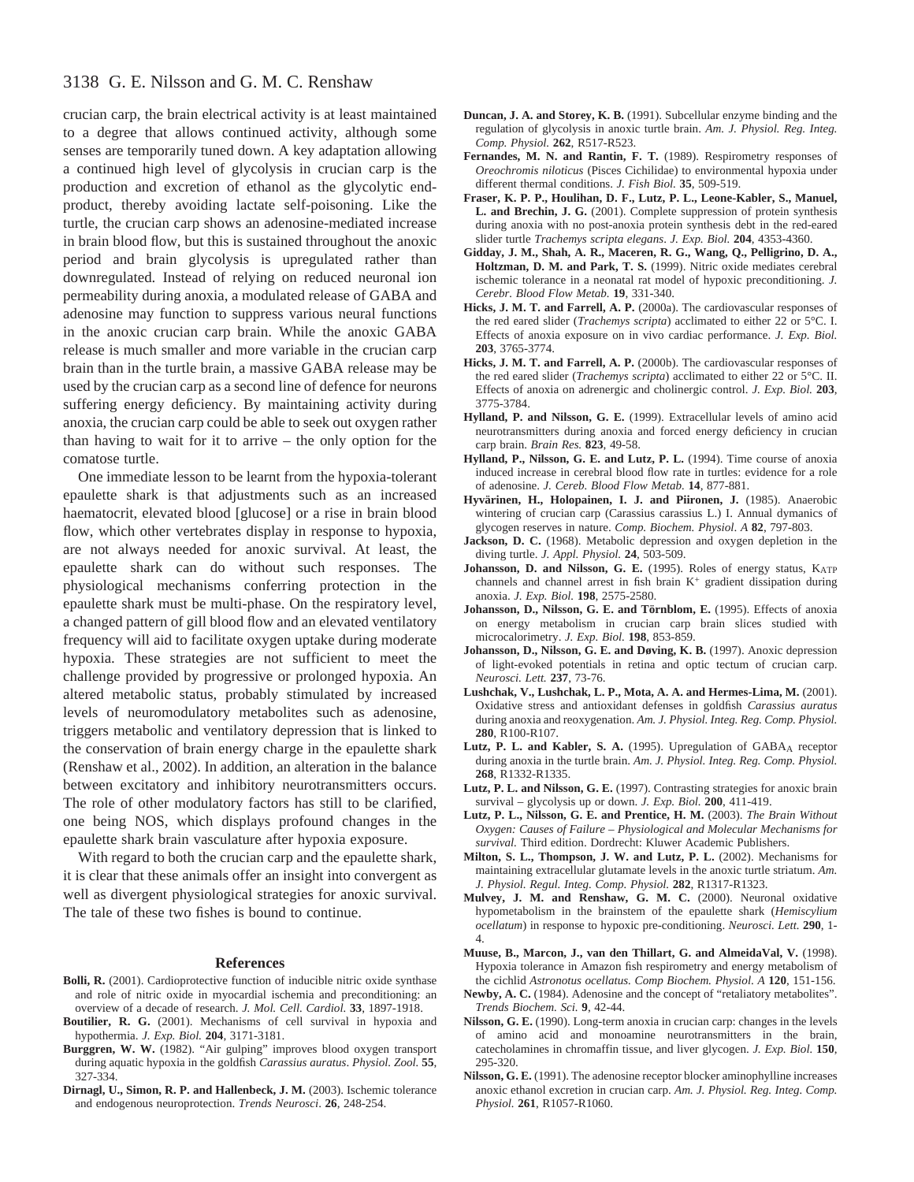crucian carp, the brain electrical activity is at least maintained to a degree that allows continued activity, although some senses are temporarily tuned down. A key adaptation allowing a continued high level of glycolysis in crucian carp is the production and excretion of ethanol as the glycolytic end-product, thereby avoiding lactate self-poisoning. Like the turtle, the crucian carp shows an adenosine-mediated increase in brain blood flow, but this is sustained throughout the anoxic period and brain glycolysis is upregulated rather than downregulated. Instead of relying on reduced neuronal ion permeability during anoxia, a modulated release of GABA and adenosine may function to suppress various neural functions in the anoxic crucian carp brain. While the anoxic GABA release is much smaller and more variable in the crucian carp brain than in the turtle brain, a massive GABA release may be used by the crucian carp as a second line of defence for neurons suffering energy deficiency. By maintaining activity during anoxia, the crucian carp could be able to seek out oxygen rather than having to wait for it to arrive – the only option for the comatose turtle.

One immediate lesson to be learnt from the hypoxia-tolerant epaulette shark is that adjustments such as an increased haematocrit, elevated blood [glucose] or a rise in brain blood flow, which other vertebrates display in response to hypoxia, are not always needed for anoxic survival. At least, the epaulette shark can do without such responses. The physiological mechanisms conferring protection in the epaulette shark must be multi-phase. On the respiratory level, a changed pattern of gill blood flow and an elevated ventilatory frequency will aid to facilitate oxygen uptake during moderate hypoxia. These strategies are not sufficient to meet the challenge provided by progressive or prolonged hypoxia. An altered metabolic status, probably stimulated by increased levels of neuromodulatory metabolites such as adenosine, triggers metabolic and ventilatory depression that is linked to the conservation of brain energy charge in the epaulette shark (Renshaw et al., 2002). In addition, an alteration in the balance between excitatory and inhibitory neurotransmitters occurs. The role of other modulatory factors has still to be clarified, one being NOS, which displays profound changes in the epaulette shark brain vasculature after hypoxia exposure.

With regard to both the crucian carp and the epaulette shark, it is clear that these animals offer an insight into convergent as well as divergent physiological strategies for anoxic survival. The tale of these two fishes is bound to continue.

## References

**Bolli, R.** (2001). Cardioprotective function of inducible nitric oxide synthase and role of nitric oxide in myocardial ischemia and preconditioning: an overview of a decade of research. *J. Mol. Cell. Cardiol.* **33**, 1897-1918.

**Boutilier, R. G.** (2001). Mechanisms of cell survival in hypoxia and hypothermia. *J. Exp. Biol.* **204**, 3171-3181.

**Burggren, W. W.** (1982). "Air gulping" improves blood oxygen transport during aquatic hypoxia in the goldfish *Carassius auratus*. *Physiol. Zool.* **55**, 327-334.

**Dirnagl, U., Simon, R. P. and Hallenbeck, J. M.** (2003). Ischemic tolerance and endogenous neuroprotection. *Trends Neurosci.* **26**, 248-254.

**Duncan, J. A. and Storey, K. B.** (1991). Subcellular enzyme binding and the regulation of glycolysis in anoxic turtle brain. *Am. J. Physiol. Reg. Integ. Comp. Physiol.* **262**, R517-R523.

**Fernandes, M. N. and Rantin, F. T.** (1989). Respirometry responses of *Oreochromis niloticus* (Pisces Cichilidae) to environmental hypoxia under different thermal conditions. *J. Fish Biol.* **35**, 509-519.

**Fraser, K. P. P., Houlihan, D. F., Lutz, P. L., Leone-Kabler, S., Manuel, L. and Brechin, J. G.** (2001). Complete suppression of protein synthesis during anoxia with no post-anoxia protein synthesis debt in the red-eared slider turtle *Trachemys scripta elegans*. *J. Exp. Biol.* **204**, 4353-4360.

**Gidday, J. M., Shah, A. R., Maceren, R. G., Wang, Q., Pelligrino, D. A., Holtzman, D. M. and Park, T. S.** (1999). Nitric oxide mediates cerebral ischemic tolerance in a neonatal rat model of hypoxic preconditioning. *J. Cerebr. Blood Flow Metab.* **19**, 331-340.

**Hicks, J. M. T. and Farrell, A. P.** (2000a). The cardiovascular responses of the red eared slider (*Trachemys scripta*) acclimated to either 22 or 5°C. I. Effects of anoxia exposure on in vivo cardiac performance. *J. Exp. Biol.* **203**, 3765-3774.

**Hicks, J. M. T. and Farrell, A. P.** (2000b). The cardiovascular responses of the red eared slider (*Trachemys scripta*) acclimated to either 22 or 5°C. II. Effects of anoxia on adrenergic and cholinergic control. *J. Exp. Biol.* **203**, 3775-3784.

**Hylland, P. and Nilsson, G. E.** (1999). Extracellular levels of amino acid neurotransmitters during anoxia and forced energy deficiency in crucian carp brain. *Brain Res.* **823**, 49-58.

**Hylland, P., Nilsson, G. E. and Lutz, P. L.** (1994). Time course of anoxia induced increase in cerebral blood flow rate in turtles: evidence for a role of adenosine. *J. Cereb. Blood Flow Metab.* **14**, 877-881.

**Hyvärinen, H., Holopainen, I. J. and Piironen, J.** (1985). Anaerobic wintering of crucian carp (Carassius carassius L.) I. Annual dymanics of glycogen reserves in nature. *Comp. Biochem. Physiol. A* **82**, 797-803.

**Jackson, D. C.** (1968). Metabolic depression and oxygen depletion in the diving turtle. *J. Appl. Physiol.* **24**, 503-509.

**Johansson, D. and Nilsson, G. E.** (1995). Roles of energy status, $K_{ATP}$ channels and channel arrest in fish brain $K^+$ gradient dissipation during anoxia. *J. Exp. Biol.* **198**, 2575-2580.

**Johansson, D., Nilsson, G. E. and Törnblom, E.** (1995). Effects of anoxia on energy metabolism in crucian carp brain slices studied with microcalorimetry. *J. Exp. Biol.* **198**, 853-859.

**Johansson, D., Nilsson, G. E. and Døving, K. B.** (1997). Anoxic depression of light-evoked potentials in retina and optic tectum of crucian carp. *Neurosci. Lett.* **237**, 73-76.

**Lushchak, V., Lushchak, L. P., Mota, A. A. and Hermes-Lima, M.** (2001). Oxidative stress and antioxidant defenses in goldfish *Carassius auratus* during anoxia and reoxygenation. *Am. J. Physiol. Integ. Reg. Comp. Physiol.* **280**, R100-R107.

**Lutz, P. L. and Kabler, S. A.** (1995). Upregulation of $GABA_A$ receptor during anoxia in the turtle brain. *Am. J. Physiol. Integ. Reg. Comp. Physiol.* **268**, R1332-R1335.

**Lutz, P. L. and Nilsson, G. E.** (1997). Contrasting strategies for anoxic brain survival – glycolysis up or down. *J. Exp. Biol.* **200**, 411-419.

**Lutz, P. L., Nilsson, G. E. and Prentice, H. M.** (2003). *The Brain Without Oxygen: Causes of Failure – Physiological and Molecular Mechanisms for survival*. Third edition. Dordrecht: Kluwer Academic Publishers.

**Milton, S. L., Thompson, J. W. and Lutz, P. L.** (2002). Mechanisms for maintaining extracellular glutamate levels in the anoxic turtle striatum. *Am. J. Physiol. Regul. Integ. Comp. Physiol.* **282**, R1317-R1323.

**Mulvey, J. M. and Renshaw, G. M. C.** (2000). Neuronal oxidative hypometabolism in the brainstem of the epaulette shark (*Hemiscylium ocellatum*) in response to hypoxic pre-conditioning. *Neurosci. Lett.* **290**, 1-4.

**Muuse, B., Marcon, J., van den Thillart, G. and AlmeidaVal, V.** (1998). Hypoxia tolerance in Amazon fish respirometry and energy metabolism of the cichlid *Astronotus ocellatus. Comp Biochem. Physiol. A* **120**, 151-156.

**Newby, A. C.** (1984). Adenosine and the concept of "retaliatory metabolites". *Trends Biochem. Sci.* **9**, 42-44.

**Nilsson, G. E.** (1990). Long-term anoxia in crucian carp: changes in the levels of amino acid and monoamine neurotransmitters in the brain, catecholamines in chromaffin tissue, and liver glycogen. *J. Exp. Biol.* **150**, 295-320.

**Nilsson, G. E.** (1991). The adenosine receptor blocker aminophylline increases anoxic ethanol excretion in crucian carp. *Am. J. Physiol. Reg. Integ. Comp. Physiol.* **261**, R1057-R1060.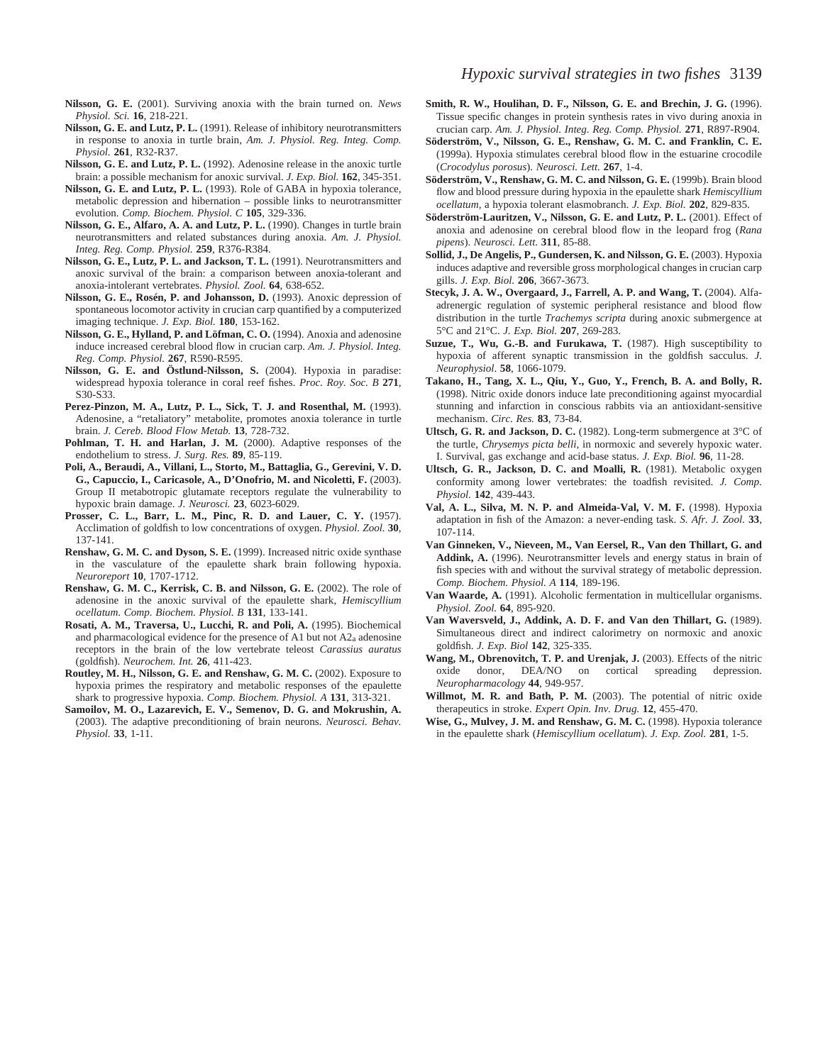**Nilsson, G. E.** (2001). Surviving anoxia with the brain turned on. *News Physiol. Sci.* **16**, 218-221.

**Nilsson, G. E. and Lutz, P. L.** (1991). Release of inhibitory neurotransmitters in response to anoxia in turtle brain, *Am. J. Physiol. Reg. Integ. Comp. Physiol.* **261**, R32-R37.

**Nilsson, G. E. and Lutz, P. L.** (1992). Adenosine release in the anoxic turtle brain: a possible mechanism for anoxic survival. *J. Exp. Biol.* **162**, 345-351.

**Nilsson, G. E. and Lutz, P. L.** (1993). Role of GABA in hypoxia tolerance, metabolic depression and hibernation – possible links to neurotransmitter evolution. *Comp. Biochem. Physiol. C* **105**, 329-336.

**Nilsson, G. E., Alfaro, A. A. and Lutz, P. L.** (1990). Changes in turtle brain neurotransmitters and related substances during anoxia. *Am. J. Physiol. Integ. Reg. Comp. Physiol.* **259**, R376-R384.

**Nilsson, G. E., Lutz, P. L. and Jackson, T. L.** (1991). Neurotransmitters and anoxic survival of the brain: a comparison between anoxia-tolerant and anoxia-intolerant vertebrates. *Physiol. Zool.* **64**, 638-652.

**Nilsson, G. E., Rosén, P. and Johansson, D.** (1993). Anoxic depression of spontaneous locomotor activity in crucian carp quantified by a computerized imaging technique. *J. Exp. Biol.* **180**, 153-162.

**Nilsson, G. E., Hylland, P. and Löfman, C. O.** (1994). Anoxia and adenosine induce increased cerebral blood flow in crucian carp. *Am. J. Physiol. Integ. Reg. Comp. Physiol.* **267**, R590-R595.

**Nilsson, G. E. and Östlund-Nilsson, S.** (2004). Hypoxia in paradise: widespread hypoxia tolerance in coral reef fishes. *Proc. Roy. Soc. B* **271**, S30-S33.

**Perez-Pinzon, M. A., Lutz, P. L., Sick, T. J. and Rosenthal, M.** (1993). Adenosine, a "retaliatory" metabolite, promotes anoxia tolerance in turtle brain. *J. Cereb. Blood Flow Metab.* **13**, 728-732.

**Pohlman, T. H. and Harlan, J. M.** (2000). Adaptive responses of the endothelium to stress. *J. Surg. Res.* **89**, 85-119.

**Poli, A., Beraudi, A., Villani, L., Storto, M., Battaglia, G., Gerevini, V. D. G., Capuccio, I., Caricasole, A., D'Onofrio, M. and Nicoletti, F.** (2003). Group II metabotropic glutamate receptors regulate the vulnerability to hypoxic brain damage. *J. Neurosci.* **23**, 6023-6029.

**Prosser, C. L., Barr, L. M., Pinc, R. D. and Lauer, C. Y.** (1957). Acclimation of goldfish to low concentrations of oxygen. *Physiol. Zool.* **30**, 137-141.

**Renshaw, G. M. C. and Dyson, S. E.** (1999). Increased nitric oxide synthase in the vasculature of the epaulette shark brain following hypoxia. *Neuroreport* **10**, 1707-1712.

**Renshaw, G. M. C., Kerrisk, C. B. and Nilsson, G. E.** (2002). The role of adenosine in the anoxic survival of the epaulette shark, *Hemiscyllium ocellatum*. *Comp. Biochem. Physiol. B* **131**, 133-141.

**Rosati, A. M., Traversa, U., Lucchi, R. and Poli, A.** (1995). Biochemical and pharmacological evidence for the presence of A1 but not $A2_a$ adenosine receptors in the brain of the low vertebrate teleost *Carassius auratus* (goldfish). *Neurochem. Int.* **26**, 411-423.

**Routley, M. H., Nilsson, G. E. and Renshaw, G. M. C.** (2002). Exposure to hypoxia primes the respiratory and metabolic responses of the epaulette shark to progressive hypoxia. *Comp. Biochem. Physiol. A* **131**, 313-321.

**Samoilov, M. O., Lazarevich, E. V., Semenov, D. G. and Mokrushin, A.** (2003). The adaptive preconditioning of brain neurons. *Neurosci. Behav. Physiol.* **33**, 1-11.

**Smith, R. W., Houlihan, D. F., Nilsson, G. E. and Brechin, J. G.** (1996). Tissue specific changes in protein synthesis rates in vivo during anoxia in crucian carp. *Am. J. Physiol. Integ. Reg. Comp. Physiol.* **271**, R897-R904.

**Söderström, V., Nilsson, G. E., Renshaw, G. M. C. and Franklin, C. E.** (1999a). Hypoxia stimulates cerebral blood flow in the estuarine crocodile (*Crocodylus porosus*). *Neurosci. Lett.* **267**, 1-4.

**Söderström, V., Renshaw, G. M. C. and Nilsson, G. E.** (1999b). Brain blood flow and blood pressure during hypoxia in the epaulette shark *Hemiscyllium ocellatum*, a hypoxia tolerant elasmobranch. *J. Exp. Biol.* **202**, 829-835.

**Söderström-Lauritzen, V., Nilsson, G. E. and Lutz, P. L.** (2001). Effect of anoxia and adenosine on cerebral blood flow in the leopard frog (*Rana pipens*). *Neurosci. Lett.* **311**, 85-88.

**Sollid, J., De Angelis, P., Gundersen, K. and Nilsson, G. E.** (2003). Hypoxia induces adaptive and reversible gross morphological changes in crucian carp gills. *J. Exp. Biol.* **206**, 3667-3673.

**Stecyk, J. A. W., Overgaard, J., Farrell, A. P. and Wang, T.** (2004). Alfa-adrenergic regulation of systemic peripheral resistance and blood flow distribution in the turtle *Trachemys scripta* during anoxic submergence at 5°C and 21°C. *J. Exp. Biol.* **207**, 269-283.

**Suzue, T., Wu, G.-B. and Furukawa, T.** (1987). High susceptibility to hypoxia of afferent synaptic transmission in the goldfish sacculus. *J. Neurophysiol*. **58**, 1066-1079.

**Takano, H., Tang, X. L., Qiu, Y., Guo, Y., French, B. A. and Bolly, R.** (1998). Nitric oxide donors induce late preconditioning against myocardial stunning and infarction in conscious rabbits via an antioxidant-sensitive mechanism. *Circ. Res.* **83**, 73-84.

**Ultsch, G. R. and Jackson, D. C.** (1982). Long-term submergence at 3°C of the turtle, *Chrysemys picta belli*, in normoxic and severely hypoxic water. I. Survival, gas exchange and acid-base status. *J. Exp. Biol.* **96**, 11-28.

**Ultsch, G. R., Jackson, D. C. and Moalli, R.** (1981). Metabolic oxygen conformity among lower vertebrates: the toadfish revisited. *J. Comp. Physiol.* **142**, 439-443.

**Val, A. L., Silva, M. N. P. and Almeida-Val, V. M. F.** (1998). Hypoxia adaptation in fish of the Amazon: a never-ending task. *S. Afr. J. Zool.* **33**, 107-114.

**Van Ginneken, V., Nieveen, M., Van Eersel, R., Van den Thillart, G. and Addink, A.** (1996). Neurotransmitter levels and energy status in brain of fish species with and without the survival strategy of metabolic depression. *Comp. Biochem. Physiol. A* **114**, 189-196.

**Van Waarde, A.** (1991). Alcoholic fermentation in multicellular organisms. *Physiol. Zool.* **64**, 895-920.

**Van Waversveld, J., Addink, A. D. F. and Van den Thillart, G.** (1989). Simultaneous direct and indirect calorimetry on normoxic and anoxic goldfish. *J. Exp. Biol* **142**, 325-335.

**Wang, M., Obrenovitch, T. P. and Urenjak, J.** (2003). Effects of the nitric oxide donor, DEA/NO on cortical spreading depression. *Neuropharmacology* **44**, 949-957.

**Willmot, M. R. and Bath, P. M.** (2003). The potential of nitric oxide therapeutics in stroke. *Expert Opin. Inv. Drug.* **12**, 455-470.

**Wise, G., Mulvey, J. M. and Renshaw, G. M. C.** (1998). Hypoxia tolerance in the epaulette shark (*Hemiscyllium ocellatum*). *J. Exp. Zool.* **281**, 1-5.